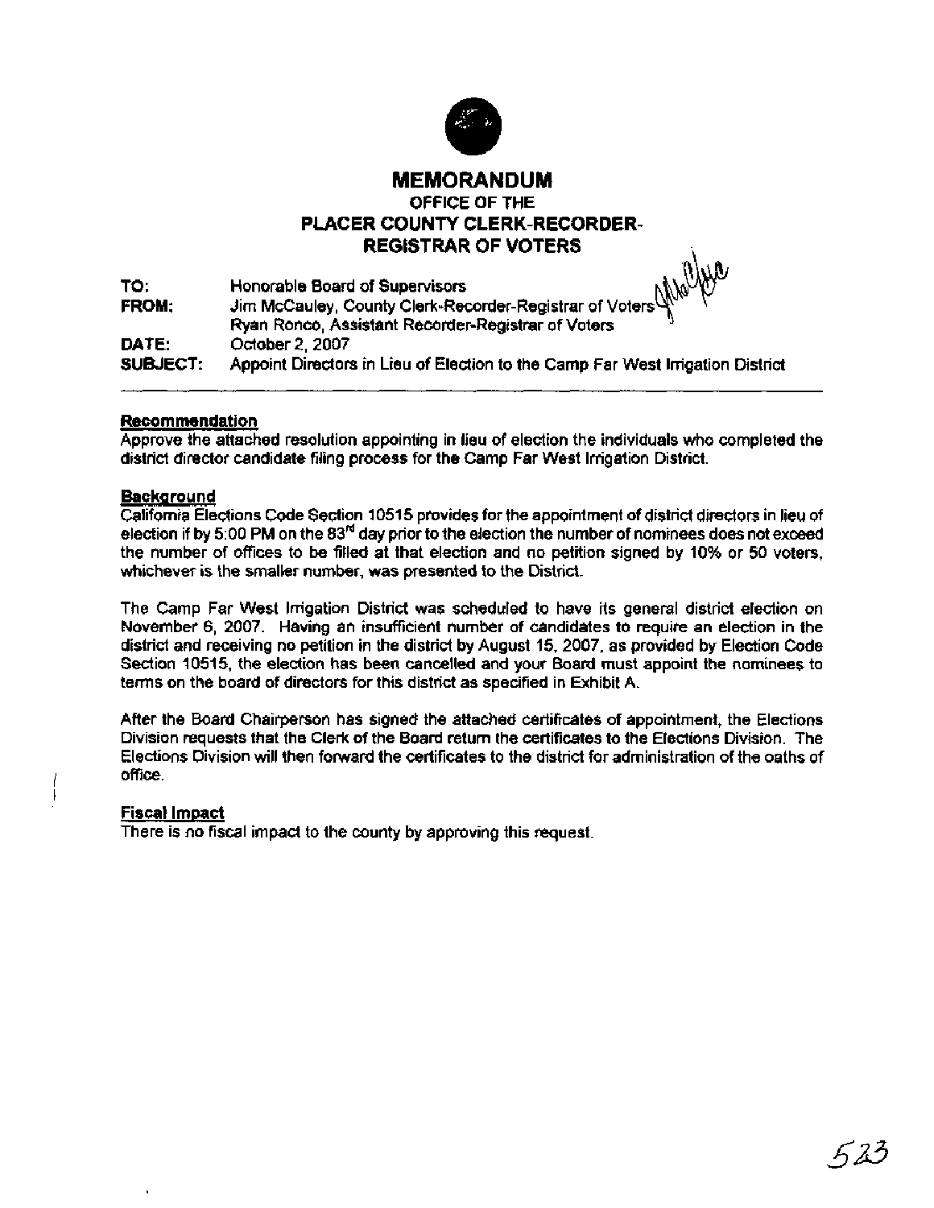# MEMORANDUM

## OFFICE OF THE
## PLACER COUNTY CLERK-RECORDER-REGISTRAR OF VOTERS

**TO:** Honorable Board of Supervisors
**FROM:** Jim McCauley, County Clerk-Recorder-Registrar of Voters
Ryan Ronco, Assistant Recorder-Registrar of Voters
**DATE:** October 2, 2007
**SUBJECT:** Appoint Directors in Lieu of Election to the Camp Far West Irrigation District

---

**Recommendation**

Approve the attached resolution appointing in lieu of election the individuals who completed the district director candidate filing process for the Camp Far West Irrigation District.

**Background**

California Elections Code Section 10515 provides for the appointment of district directors in lieu of election if by 5:00 PM on the 83rd day prior to the election the number of nominees does not exceed the number of offices to be filled at that election and no petition signed by 10% or 50 voters, whichever is the smaller number, was presented to the District.

The Camp Far West Irrigation District was scheduled to have its general district election on November 6, 2007. Having an insufficient number of candidates to require an election in the district and receiving no petition in the district by August 15, 2007, as provided by Election Code Section 10515, the election has been cancelled and your Board must appoint the nominees to terms on the board of directors for this district as specified in Exhibit A.

After the Board Chairperson has signed the attached certificates of appointment, the Elections Division requests that the Clerk of the Board return the certificates to the Elections Division. The Elections Division will then forward the certificates to the district for administration of the oaths of office.

**Fiscal Impact**

There is no fiscal impact to the county by approving this request.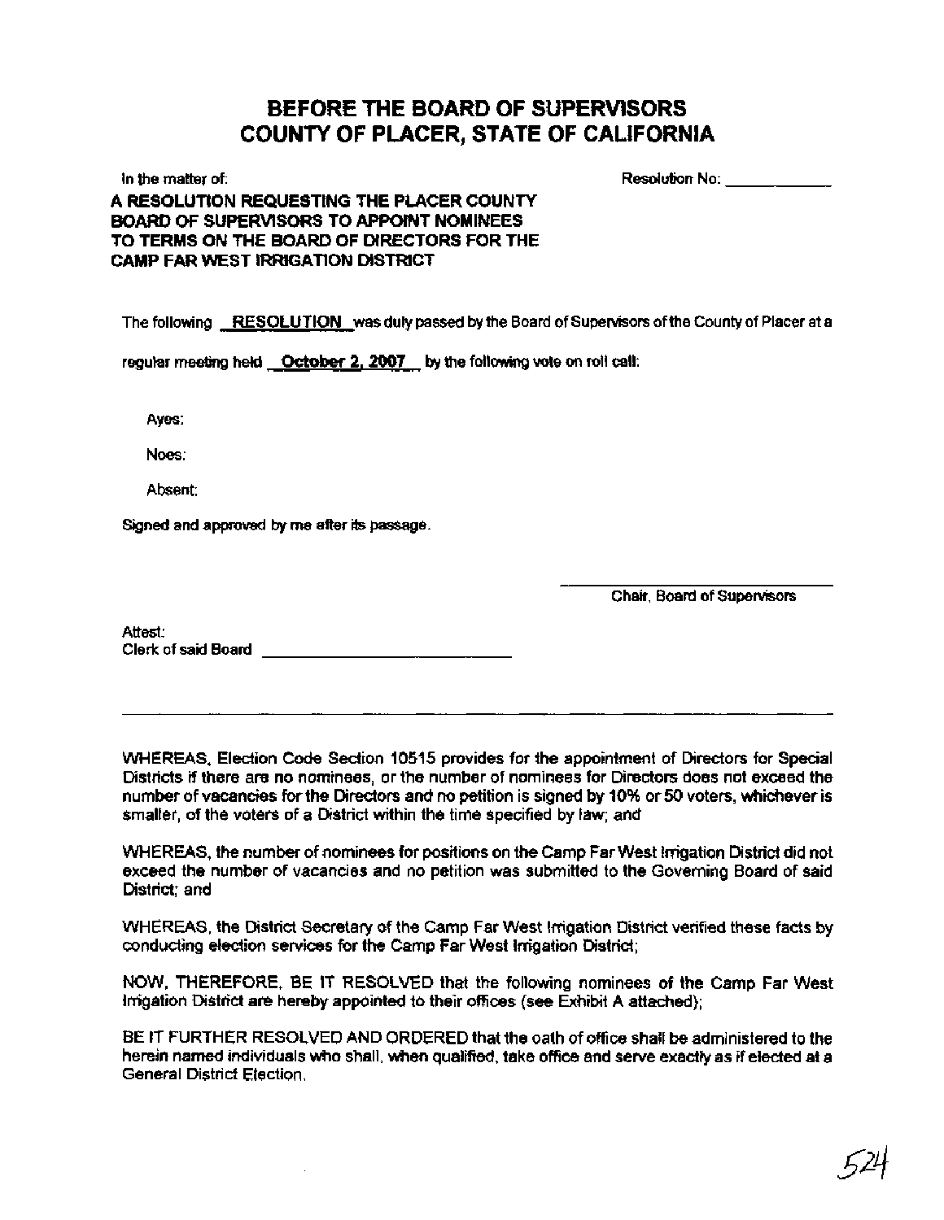# BEFORE THE BOARD OF SUPERVISORS
# COUNTY OF PLACER, STATE OF CALIFORNIA

In the matter of:

Resolution No: ____________

**A RESOLUTION REQUESTING THE PLACER COUNTY BOARD OF SUPERVISORS TO APPOINT NOMINEES TO TERMS ON THE BOARD OF DIRECTORS FOR THE CAMP FAR WEST IRRIGATION DISTRICT**

The following **RESOLUTION** was duly passed by the Board of Supervisors of the County of Placer at a regular meeting held **October 2, 2007** by the following vote on roll call:

Ayes:

Noes:

Absent:

Signed and approved by me after its passage.

_____________________________
Chair, Board of Supervisors

Attest:
Clerk of said Board _____________________________

---

WHEREAS, Election Code Section 10515 provides for the appointment of Directors for Special Districts if there are no nominees, or the number of nominees for Directors does not exceed the number of vacancies for the Directors and no petition is signed by 10% or 50 voters, whichever is smaller, of the voters of a District within the time specified by law; and

WHEREAS, the number of nominees for positions on the Camp Far West Irrigation District did not exceed the number of vacancies and no petition was submitted to the Governing Board of said District; and

WHEREAS, the District Secretary of the Camp Far West Irrigation District verified these facts by conducting election services for the Camp Far West Irrigation District;

NOW, THEREFORE, BE IT RESOLVED that the following nominees of the Camp Far West Irrigation District are hereby appointed to their offices (see Exhibit A attached);

BE IT FURTHER RESOLVED AND ORDERED that the oath of office shall be administered to the herein named individuals who shall, when qualified, take office and serve exactly as if elected at a General District Election.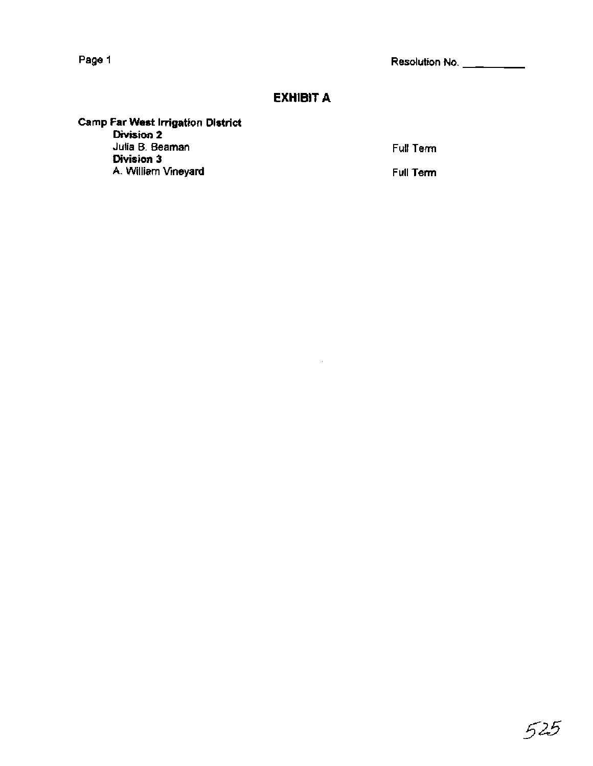Resolution No. __________

## EXHIBIT A

**Camp Far West Irrigation District**

| | |
|---|---|
| **Division 2** | |
| Julia B. Beaman | Full Term |
| **Division 3** | |
| A. William Vineyard | Full Term |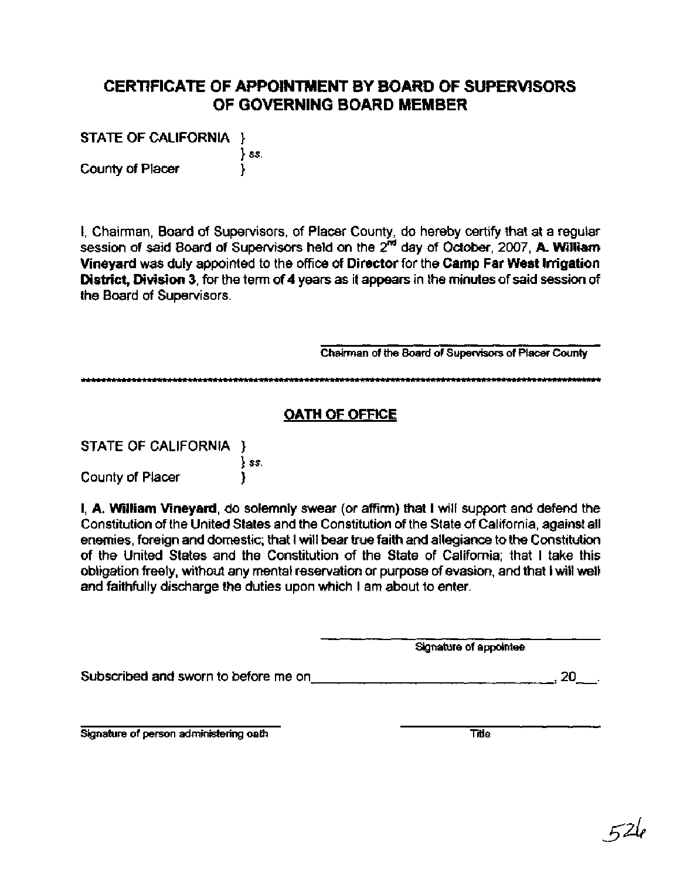# CERTIFICATE OF APPOINTMENT BY BOARD OF SUPERVISORS OF GOVERNING BOARD MEMBER

STATE OF CALIFORNIA }
} *ss.*
County of Placer }

I, Chairman, Board of Supervisors, of Placer County, do hereby certify that at a regular session of said Board of Supervisors held on the 2[nd] day of October, 2007, **A. William Vineyard** was duly appointed to the office of **Director** for the **Camp Far West Irrigation District, Division 3**, for the term of **4** years as it appears in the minutes of said session of the Board of Supervisors.

______________________________
Chairman of the Board of Supervisors of Placer County

******************************************************************************************************

## OATH OF OFFICE

STATE OF CALIFORNIA }
} *ss.*
County of Placer }

**I, A. William Vineyard**, do solemnly swear (or affirm) that I will support and defend the Constitution of the United States and the Constitution of the State of California, against all enemies, foreign and domestic; that I will bear true faith and allegiance to the Constitution of the United States and the Constitution of the State of California; that I take this obligation freely, without any mental reservation or purpose of evasion, and that I will well and faithfully discharge the duties upon which I am about to enter.

______________________________
Signature of appointee

Subscribed and sworn to before me on______________________________, 20___.

______________________________
Signature of person administering oath

______________________________
Title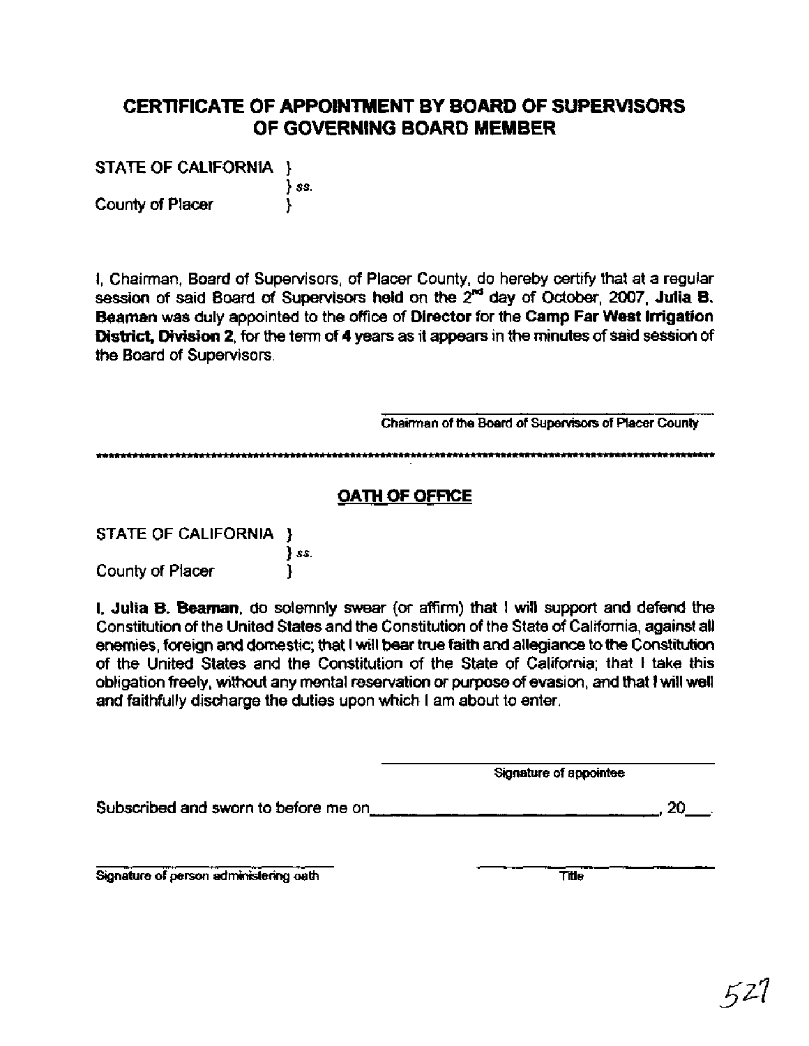## CERTIFICATE OF APPOINTMENT BY BOARD OF SUPERVISORS OF GOVERNING BOARD MEMBER

STATE OF CALIFORNIA }
} *ss.*
County of Placer }

I, Chairman, Board of Supervisors, of Placer County, do hereby certify that at a regular session of said Board of Supervisors **held** on the 2[nd] day of October, 2007, **Julia B. Beaman** was duly appointed to the office of **Director** for the **Camp Far West Irrigation District, Division 2**, for the term of **4** years as it appears in the minutes of said session of the Board of Supervisors.

\_\_\_\_\_\_\_\_\_\_\_\_\_\_\_\_\_\_\_\_\_\_\_\_\_\_\_\_\_\_\_\_\_\_\_\_
Chairman of the Board of Supervisors of Placer County

\*\*\*\*\*\*\*\*\*\*\*\*\*\*\*\*\*\*\*\*\*\*\*\*\*\*\*\*\*\*\*\*\*\*\*\*\*\*\*\*\*\*\*\*\*\*\*\*\*\*\*\*\*\*\*\*\*\*\*\*\*\*\*\*\*\*\*\*\*\*\*\*\*\*\*\*\*\*\*\*\*\*\*\*\*\*\*\*

## OATH OF OFFICE

STATE OF CALIFORNIA }
} *ss.*
County of Placer }

**I, Julia B. Beaman**, do solemnly swear (or affirm) that I will support and defend the Constitution of the United States and the Constitution of the State of California, against all enemies, foreign and domestic; that I will bear true faith and allegiance to the Constitution of the United States and the Constitution of the State of California; that I take this obligation freely, without any mental reservation or purpose of evasion, and that I will well and faithfully discharge the duties upon which I am about to enter.

\_\_\_\_\_\_\_\_\_\_\_\_\_\_\_\_\_\_\_\_\_\_\_\_\_\_\_\_\_\_\_\_\_\_\_\_
Signature of appointee

Subscribed and sworn to before me on\_\_\_\_\_\_\_\_\_\_\_\_\_\_\_\_\_\_\_\_\_\_\_\_\_\_\_\_\_\_\_\_, 20\_\_\_.

\_\_\_\_\_\_\_\_\_\_\_\_\_\_\_\_\_\_\_\_\_\_\_\_\_\_\_\_ \_\_\_\_\_\_\_\_\_\_\_\_\_\_\_\_\_\_\_\_\_\_\_\_\_\_\_\_
Signature of person administering oath Title